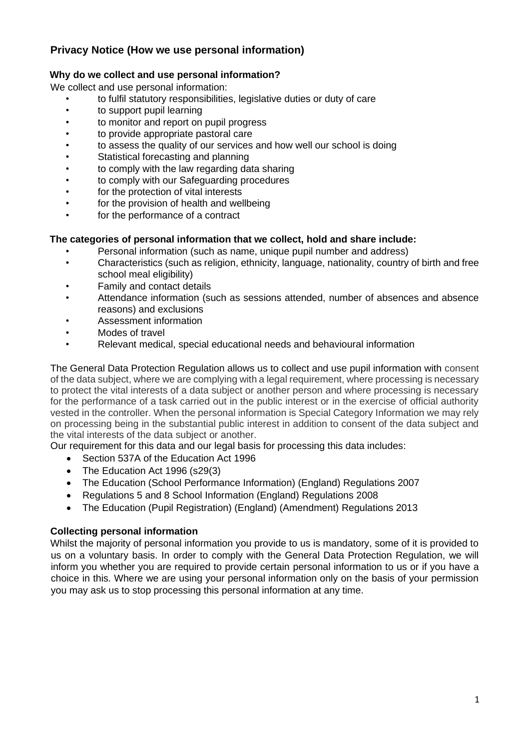## Privacy Notice (How we use personal information)

### Why do we collect and use personal information?

We collect and use personal information:

- to fulfil statutory responsibilities, legislative duties or duty of care
- to support pupil learning
- to monitor and report on pupil progress
- to provide appropriate pastoral care
- to assess the quality of our services and how well our school is doing
- Statistical forecasting and planning
- to comply with the law regarding data sharing
- to comply with our Safeguarding procedures
- for the protection of vital interests
- for the provision of health and wellbeing
- for the performance of a contract

### The categories of personal information that we collect, hold and share include:

- Personal information (such as name, unique pupil number and address)
- Characteristics (such as religion, ethnicity, language, nationality, country of birth and free school meal eligibility)
- Family and contact details
- Attendance information (such as sessions attended, number of absences and absence reasons) and exclusions
- Assessment information
- Modes of travel
- Relevant medical, special educational needs and behavioural information

The General Data Protection Regulation allows us to collect and use pupil information with consent of the data subject, where we are complying with a legal requirement, where processing is necessary to protect the vital interests of a data subject or another person and where processing is necessary for the performance of a task carried out in the public interest or in the exercise of official authority vested in the controller. When the personal information is Special Category Information we may rely on processing being in the substantial public interest in addition to consent of the data subject and the vital interests of the data subject or another.

Our requirement for this data and our legal basis for processing this data includes:

- Section 537A of the Education Act 1996
- The Education Act 1996 (s29(3)
- The Education (School Performance Information) (England) Regulations 2007
- Regulations 5 and 8 School Information (England) Regulations 2008
- The Education (Pupil Registration) (England) (Amendment) Regulations 2013

### Collecting personal information

Whilst the majority of personal information you provide to us is mandatory, some of it is provided to us on a voluntary basis. In order to comply with the General Data Protection Regulation, we will inform you whether you are required to provide certain personal information to us or if you have a choice in this. Where we are using your personal information only on the basis of your permission you may ask us to stop processing this personal information at any time.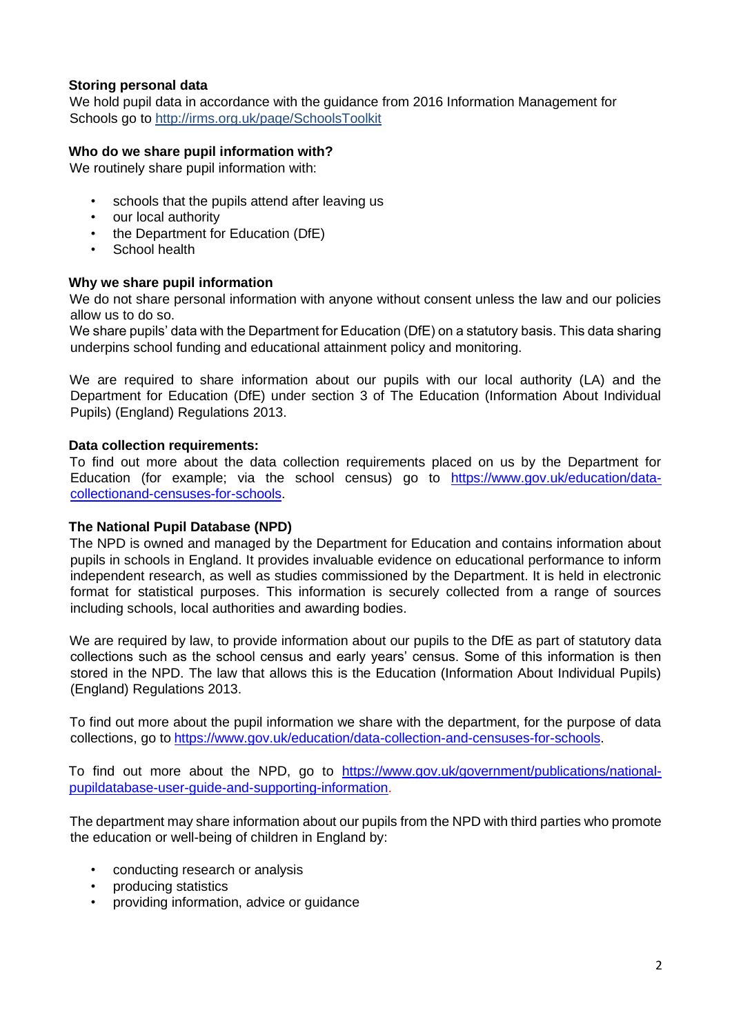**Storing personal data**

We hold pupil data in accordance with the guidance from 2016 Information Management for Schools go to http://irms.org.uk/page/SchoolsToolkit

**Who do we share pupil information with?**

We routinely share pupil information with:

- schools that the pupils attend after leaving us
- our local authority
- the Department for Education (DfE)
- School health

**Why we share pupil information**

We do not share personal information with anyone without consent unless the law and our policies allow us to do so.

We share pupils' data with the Department for Education (DfE) on a statutory basis. This data sharing underpins school funding and educational attainment policy and monitoring.

We are required to share information about our pupils with our local authority (LA) and the Department for Education (DfE) under section 3 of The Education (Information About Individual Pupils) (England) Regulations 2013.

**Data collection requirements:**

To find out more about the data collection requirements placed on us by the Department for Education (for example; via the school census) go to https://www.gov.uk/education/data-collectionand-censuses-for-schools.

**The National Pupil Database (NPD)**

The NPD is owned and managed by the Department for Education and contains information about pupils in schools in England. It provides invaluable evidence on educational performance to inform independent research, as well as studies commissioned by the Department. It is held in electronic format for statistical purposes. This information is securely collected from a range of sources including schools, local authorities and awarding bodies.

We are required by law, to provide information about our pupils to the DfE as part of statutory data collections such as the school census and early years' census. Some of this information is then stored in the NPD. The law that allows this is the Education (Information About Individual Pupils) (England) Regulations 2013.

To find out more about the pupil information we share with the department, for the purpose of data collections, go to https://www.gov.uk/education/data-collection-and-censuses-for-schools.

To find out more about the NPD, go to https://www.gov.uk/government/publications/national-pupildatabase-user-guide-and-supporting-information.

The department may share information about our pupils from the NPD with third parties who promote the education or well-being of children in England by:

- conducting research or analysis
- producing statistics
- providing information, advice or guidance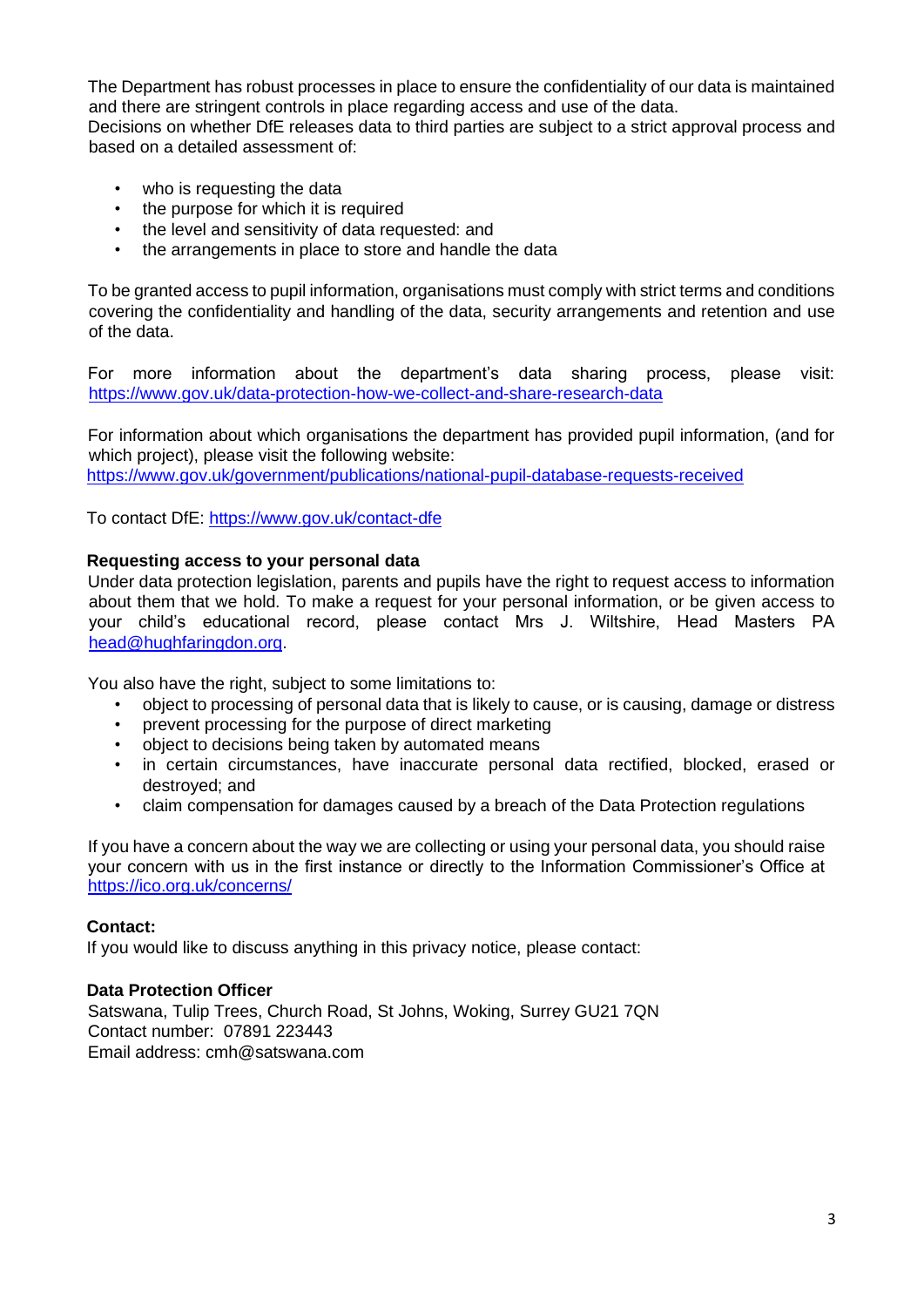The Department has robust processes in place to ensure the confidentiality of our data is maintained and there are stringent controls in place regarding access and use of the data.
Decisions on whether DfE releases data to third parties are subject to a strict approval process and based on a detailed assessment of:

- who is requesting the data
- the purpose for which it is required
- the level and sensitivity of data requested: and
- the arrangements in place to store and handle the data

To be granted access to pupil information, organisations must comply with strict terms and conditions covering the confidentiality and handling of the data, security arrangements and retention and use of the data.

For more information about the department's data sharing process, please visit: https://www.gov.uk/data-protection-how-we-collect-and-share-research-data

For information about which organisations the department has provided pupil information, (and for which project), please visit the following website:
https://www.gov.uk/government/publications/national-pupil-database-requests-received

To contact DfE: https://www.gov.uk/contact-dfe

**Requesting access to your personal data**

Under data protection legislation, parents and pupils have the right to request access to information about them that we hold. To make a request for your personal information, or be given access to your child's educational record, please contact Mrs J. Wiltshire, Head Masters PA head@hughfaringdon.org.

You also have the right, subject to some limitations to:

- object to processing of personal data that is likely to cause, or is causing, damage or distress
- prevent processing for the purpose of direct marketing
- object to decisions being taken by automated means
- in certain circumstances, have inaccurate personal data rectified, blocked, erased or destroyed; and
- claim compensation for damages caused by a breach of the Data Protection regulations

If you have a concern about the way we are collecting or using your personal data, you should raise your concern with us in the first instance or directly to the Information Commissioner's Office at https://ico.org.uk/concerns/

**Contact:**

If you would like to discuss anything in this privacy notice, please contact:

**Data Protection Officer**

Satswana, Tulip Trees, Church Road, St Johns, Woking, Surrey GU21 7QN
Contact number: 07891 223443
Email address: cmh@satswana.com